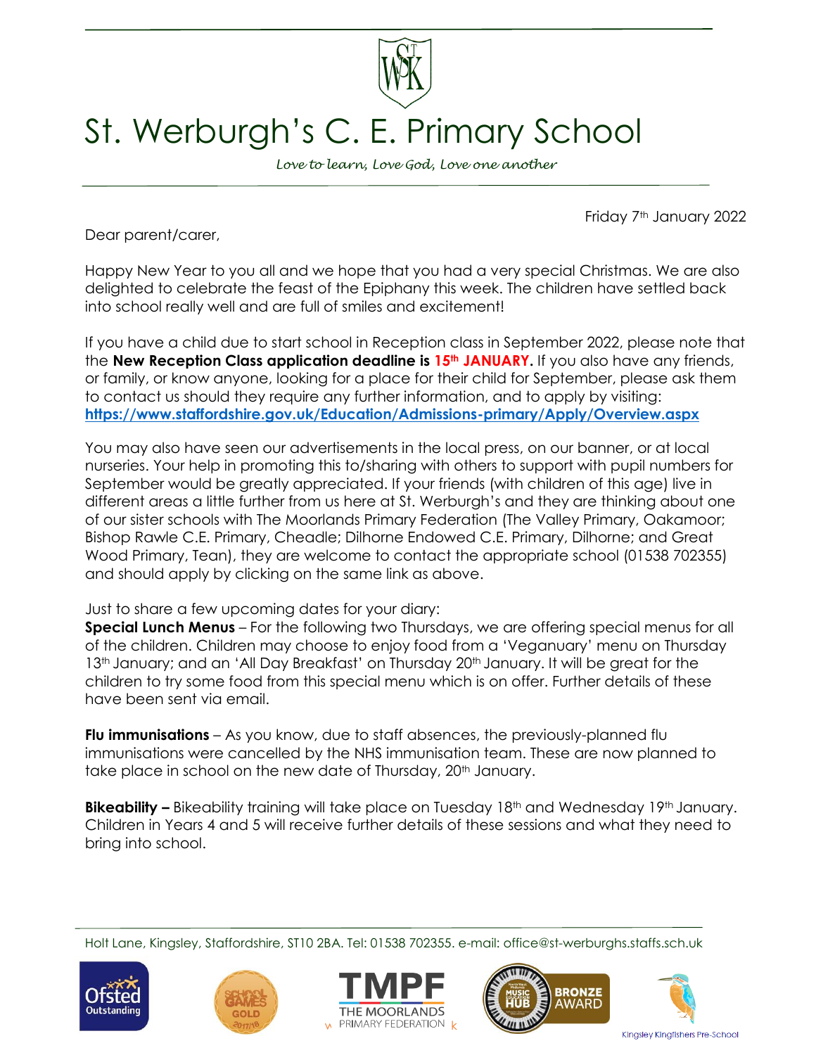# St. Werburgh's C. E. Primary School

*Love to learn, Love God, Love one another*

Friday 7th January 2022

Dear parent/carer,

Happy New Year to you all and we hope that you had a very special Christmas. We are also delighted to celebrate the feast of the Epiphany this week. The children have settled back into school really well and are full of smiles and excitement!

If you have a child due to start school in Reception class in September 2022, please note that the **New Reception Class application deadline is 15th JANUARY.** If you also have any friends, or family, or know anyone, looking for a place for their child for September, please ask them to contact us should they require any further information, and to apply by visiting: **https://www.staffordshire.gov.uk/Education/Admissions-primary/Apply/Overview.aspx**

You may also have seen our advertisements in the local press, on our banner, or at local nurseries. Your help in promoting this to/sharing with others to support with pupil numbers for September would be greatly appreciated. If your friends (with children of this age) live in different areas a little further from us here at St. Werburgh's and they are thinking about one of our sister schools with The Moorlands Primary Federation (The Valley Primary, Oakamoor; Bishop Rawle C.E. Primary, Cheadle; Dilhorne Endowed C.E. Primary, Dilhorne; and Great Wood Primary, Tean), they are welcome to contact the appropriate school (01538 702355) and should apply by clicking on the same link as above.

Just to share a few upcoming dates for your diary:

**Special Lunch Menus** – For the following two Thursdays, we are offering special menus for all of the children. Children may choose to enjoy food from a 'Veganuary' menu on Thursday 13th January; and an 'All Day Breakfast' on Thursday 20th January. It will be great for the children to try some food from this special menu which is on offer. Further details of these have been sent via email.

**Flu immunisations** – As you know, due to staff absences, the previously-planned flu immunisations were cancelled by the NHS immunisation team. These are now planned to take place in school on the new date of Thursday, 20th January.

**Bikeability –** Bikeability training will take place on Tuesday 18th and Wednesday 19th January. Children in Years 4 and 5 will receive further details of these sessions and what they need to bring into school.

Holt Lane, Kingsley, Staffordshire, ST10 2BA. Tel: 01538 702355. e-mail: office@st-werburghs.staffs.sch.uk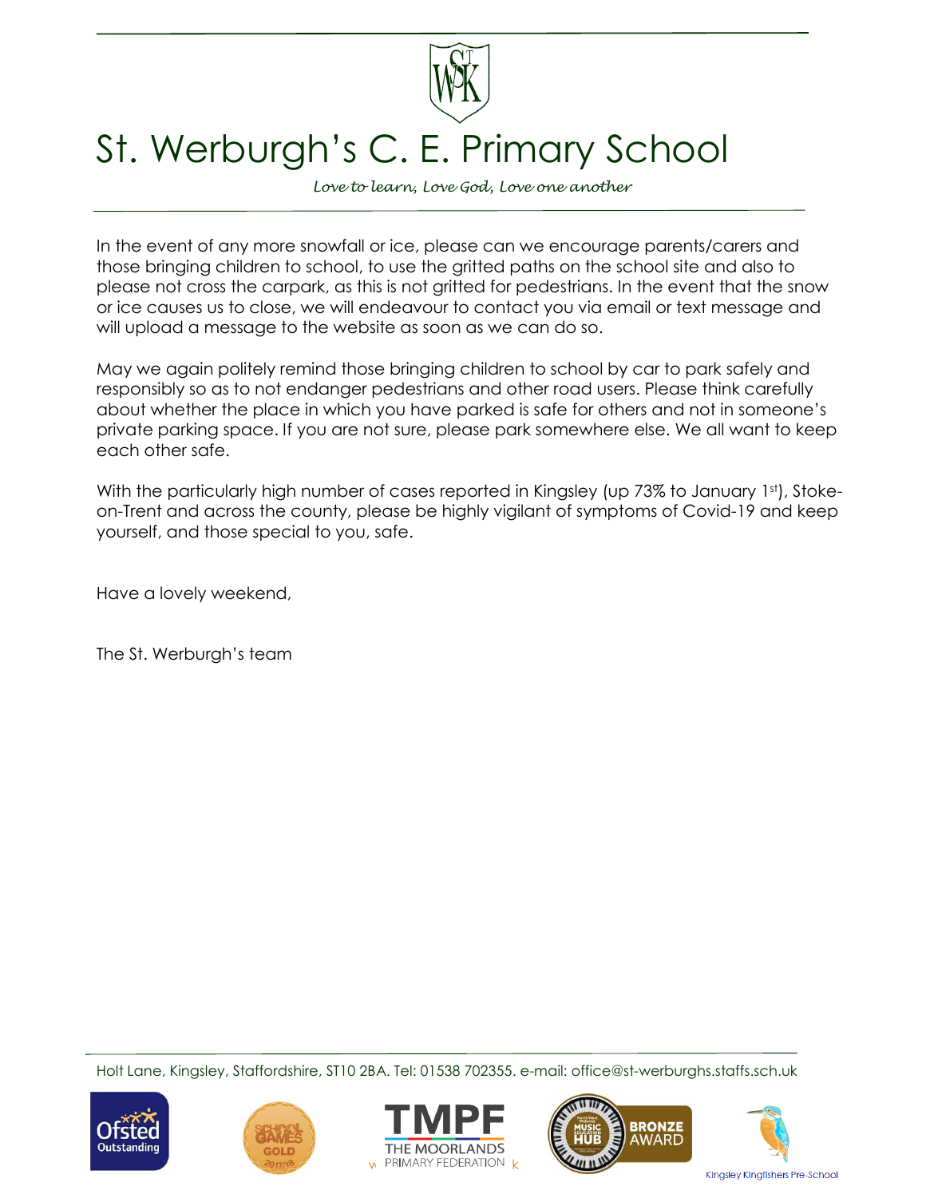# St. Werburgh's C. E. Primary School

*Love to learn, Love God, Love one another*

In the event of any more snowfall or ice, please can we encourage parents/carers and those bringing children to school, to use the gritted paths on the school site and also to please not cross the carpark, as this is not gritted for pedestrians. In the event that the snow or ice causes us to close, we will endeavour to contact you via email or text message and will upload a message to the website as soon as we can do so.

May we again politely remind those bringing children to school by car to park safely and responsibly so as to not endanger pedestrians and other road users. Please think carefully about whether the place in which you have parked is safe for others and not in someone's private parking space. If you are not sure, please park somewhere else. We all want to keep each other safe.

With the particularly high number of cases reported in Kingsley (up 73% to January 1st), Stoke-on-Trent and across the county, please be highly vigilant of symptoms of Covid-19 and keep yourself, and those special to you, safe.

Have a lovely weekend,

The St. Werburgh's team

Holt Lane, Kingsley, Staffordshire, ST10 2BA. Tel: 01538 702355. e-mail: office@st-werburghs.staffs.sch.uk